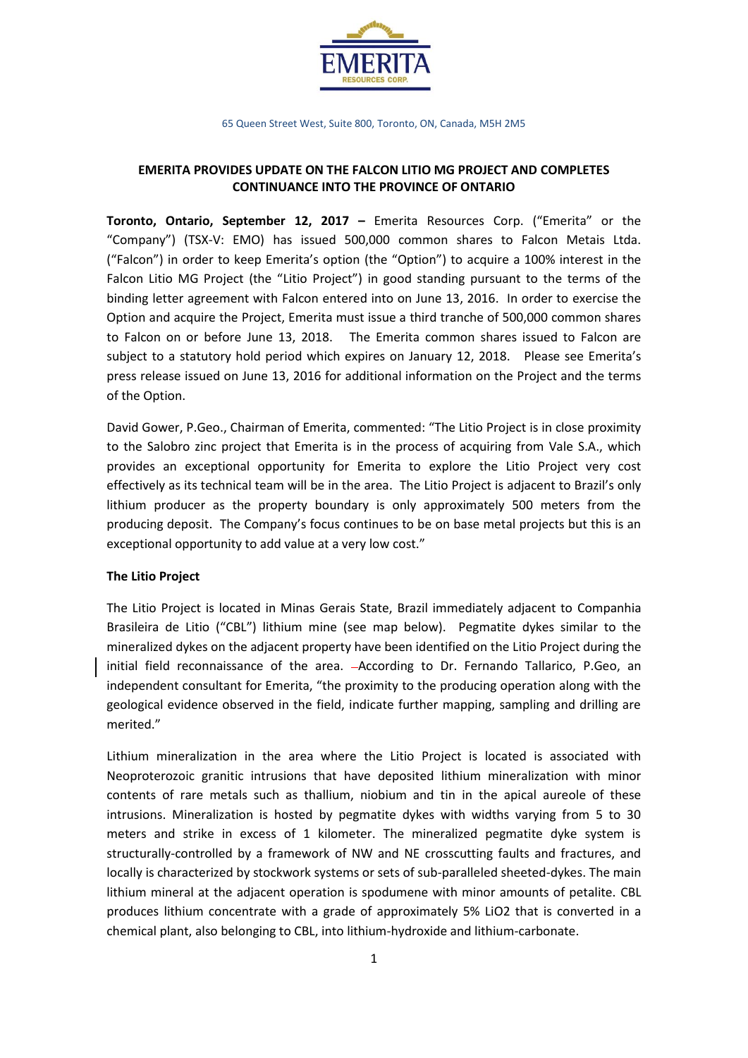EMERITA RESOURCES CORP.

65 Queen Street West, Suite 800, Toronto, ON, Canada, M5H 2M5

# EMERITA PROVIDES UPDATE ON THE FALCON LITIO MG PROJECT AND COMPLETES CONTINUANCE INTO THE PROVINCE OF ONTARIO

**Toronto, Ontario, September 12, 2017 –** Emerita Resources Corp. ("Emerita" or the "Company") (TSX-V: EMO) has issued 500,000 common shares to Falcon Metais Ltda. ("Falcon") in order to keep Emerita's option (the "Option") to acquire a 100% interest in the Falcon Litio MG Project (the "Litio Project") in good standing pursuant to the terms of the binding letter agreement with Falcon entered into on June 13, 2016. In order to exercise the Option and acquire the Project, Emerita must issue a third tranche of 500,000 common shares to Falcon on or before June 13, 2018. The Emerita common shares issued to Falcon are subject to a statutory hold period which expires on January 12, 2018. Please see Emerita's press release issued on June 13, 2016 for additional information on the Project and the terms of the Option.

David Gower, P.Geo., Chairman of Emerita, commented: "The Litio Project is in close proximity to the Salobro zinc project that Emerita is in the process of acquiring from Vale S.A., which provides an exceptional opportunity for Emerita to explore the Litio Project very cost effectively as its technical team will be in the area. The Litio Project is adjacent to Brazil's only lithium producer as the property boundary is only approximately 500 meters from the producing deposit. The Company's focus continues to be on base metal projects but this is an exceptional opportunity to add value at a very low cost."

## The Litio Project

The Litio Project is located in Minas Gerais State, Brazil immediately adjacent to Companhia Brasileira de Litio ("CBL") lithium mine (see map below). Pegmatite dykes similar to the mineralized dykes on the adjacent property have been identified on the Litio Project during the initial field reconnaissance of the area. According to Dr. Fernando Tallarico, P.Geo, an independent consultant for Emerita, "the proximity to the producing operation along with the geological evidence observed in the field, indicate further mapping, sampling and drilling are merited."

Lithium mineralization in the area where the Litio Project is located is associated with Neoproterozoic granitic intrusions that have deposited lithium mineralization with minor contents of rare metals such as thallium, niobium and tin in the apical aureole of these intrusions. Mineralization is hosted by pegmatite dykes with widths varying from 5 to 30 meters and strike in excess of 1 kilometer. The mineralized pegmatite dyke system is structurally-controlled by a framework of NW and NE crosscutting faults and fractures, and locally is characterized by stockwork systems or sets of sub-paralleled sheeted-dykes. The main lithium mineral at the adjacent operation is spodumene with minor amounts of petalite. CBL produces lithium concentrate with a grade of approximately 5% $LiO_2$ that is converted in a chemical plant, also belonging to CBL, into lithium-hydroxide and lithium-carbonate.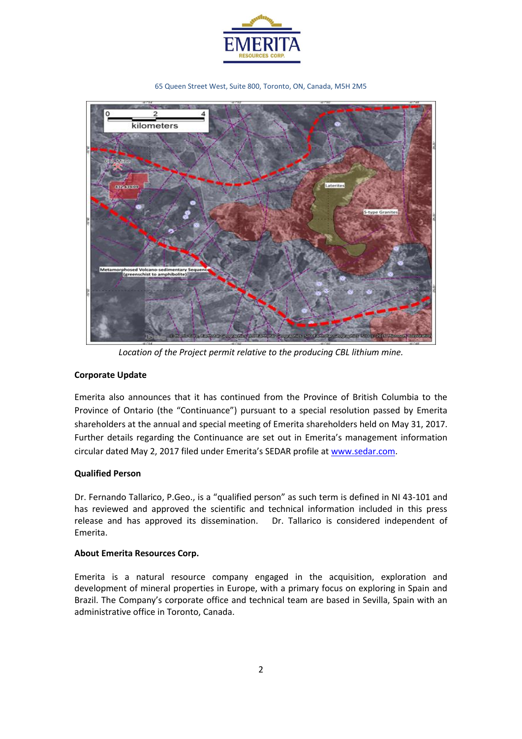*Location of the Project permit relative to the producing CBL lithium mine.*

**Corporate Update**

Emerita also announces that it has continued from the Province of British Columbia to the Province of Ontario (the "Continuance") pursuant to a special resolution passed by Emerita shareholders at the annual and special meeting of Emerita shareholders held on May 31, 2017. Further details regarding the Continuance are set out in Emerita's management information circular dated May 2, 2017 filed under Emerita's SEDAR profile at www.sedar.com.

**Qualified Person**

Dr. Fernando Tallarico, P.Geo., is a "qualified person" as such term is defined in NI 43-101 and has reviewed and approved the scientific and technical information included in this press release and has approved its dissemination. Dr. Tallarico is considered independent of Emerita.

**About Emerita Resources Corp.**

Emerita is a natural resource company engaged in the acquisition, exploration and development of mineral properties in Europe, with a primary focus on exploring in Spain and Brazil. The Company's corporate office and technical team are based in Sevilla, Spain with an administrative office in Toronto, Canada.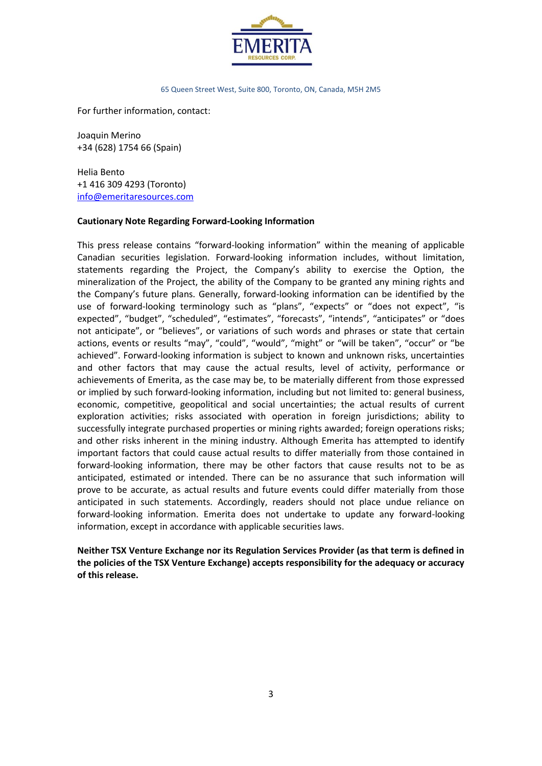65 Queen Street West, Suite 800, Toronto, ON, Canada, M5H 2M5

For further information, contact:

Joaquin Merino
+34 (628) 1754 66 (Spain)

Helia Bento
+1 416 309 4293 (Toronto)
info@emeritaresources.com

**Cautionary Note Regarding Forward-Looking Information**

This press release contains "forward-looking information" within the meaning of applicable Canadian securities legislation. Forward-looking information includes, without limitation, statements regarding the Project, the Company's ability to exercise the Option, the mineralization of the Project, the ability of the Company to be granted any mining rights and the Company's future plans. Generally, forward-looking information can be identified by the use of forward-looking terminology such as "plans", "expects" or "does not expect", "is expected", "budget", "scheduled", "estimates", "forecasts", "intends", "anticipates" or "does not anticipate", or "believes", or variations of such words and phrases or state that certain actions, events or results "may", "could", "would", "might" or "will be taken", "occur" or "be achieved". Forward-looking information is subject to known and unknown risks, uncertainties and other factors that may cause the actual results, level of activity, performance or achievements of Emerita, as the case may be, to be materially different from those expressed or implied by such forward-looking information, including but not limited to: general business, economic, competitive, geopolitical and social uncertainties; the actual results of current exploration activities; risks associated with operation in foreign jurisdictions; ability to successfully integrate purchased properties or mining rights awarded; foreign operations risks; and other risks inherent in the mining industry. Although Emerita has attempted to identify important factors that could cause actual results to differ materially from those contained in forward-looking information, there may be other factors that cause results not to be as anticipated, estimated or intended. There can be no assurance that such information will prove to be accurate, as actual results and future events could differ materially from those anticipated in such statements. Accordingly, readers should not place undue reliance on forward-looking information. Emerita does not undertake to update any forward-looking information, except in accordance with applicable securities laws.

**Neither TSX Venture Exchange nor its Regulation Services Provider (as that term is defined in the policies of the TSX Venture Exchange) accepts responsibility for the adequacy or accuracy of this release.**